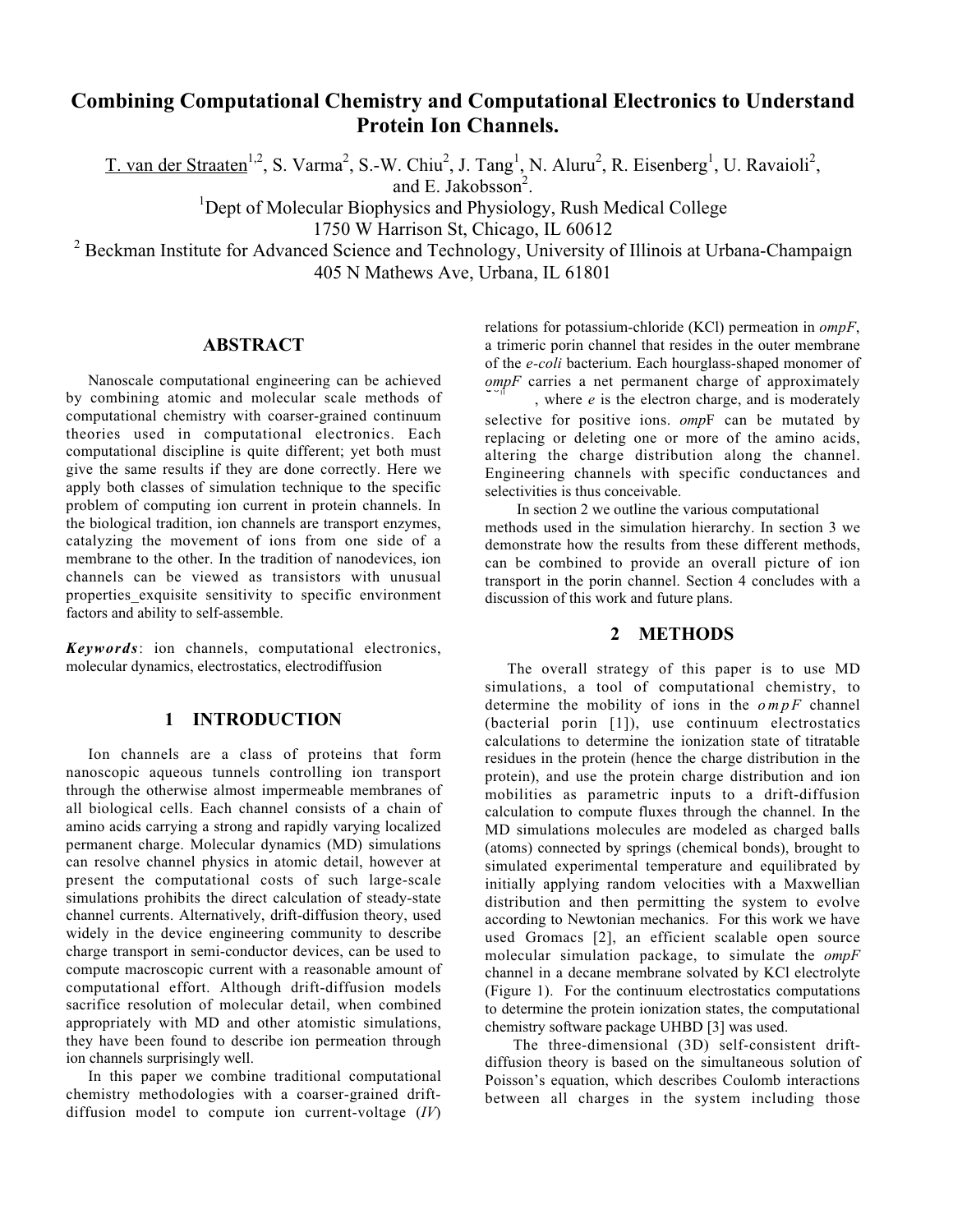# Combining Computational Chemistry and Computational Electronics to Understand Protein Ion Channels.

T. van der Straaten[1,2], S. Varma[2], S.-W. Chiu[2], J. Tang[1], N. Aluru[2], R. Eisenberg[1], U. Ravaioli[2], and E. Jakobsson[2].

[1]Dept of Molecular Biophysics and Physiology, Rush Medical College
1750 W Harrison St, Chicago, IL 60612

[2] Beckman Institute for Advanced Science and Technology, University of Illinois at Urbana-Champaign
405 N Mathews Ave, Urbana, IL 61801

## ABSTRACT

Nanoscale computational engineering can be achieved by combining atomic and molecular scale methods of computational chemistry with coarser-grained continuum theories used in computational electronics. Each computational discipline is quite different; yet both must give the same results if they are done correctly. Here we apply both classes of simulation technique to the specific problem of computing ion current in protein channels. In the biological tradition, ion channels are transport enzymes, catalyzing the movement of ions from one side of a membrane to the other. In the tradition of nanodevices, ion channels can be viewed as transistors with unusual properties_exquisite sensitivity to specific environment factors and ability to self-assemble.

***Keywords***: ion channels, computational electronics, molecular dynamics, electrostatics, electrodiffusion

## 1 INTRODUCTION

Ion channels are a class of proteins that form nanoscopic aqueous tunnels controlling ion transport through the otherwise almost impermeable membranes of all biological cells. Each channel consists of a chain of amino acids carrying a strong and rapidly varying localized permanent charge. Molecular dynamics (MD) simulations can resolve channel physics in atomic detail, however at present the computational costs of such large-scale simulations prohibits the direct calculation of steady-state channel currents. Alternatively, drift-diffusion theory, used widely in the device engineering community to describe charge transport in semi-conductor devices, can be used to compute macroscopic current with a reasonable amount of computational effort. Although drift-diffusion models sacrifice resolution of molecular detail, when combined appropriately with MD and other atomistic simulations, they have been found to describe ion permeation through ion channels surprisingly well.

In this paper we combine traditional computational chemistry methodologies with a coarser-grained drift-diffusion model to compute ion current-voltage (*IV*) relations for potassium-chloride (KCl) permeation in *ompF*, a trimeric porin channel that resides in the outer membrane of the *e-coli* bacterium. Each hourglass-shaped monomer of *ompF* carries a net permanent charge of approximately , where *e* is the electron charge, and is moderately selective for positive ions. *ompF* can be mutated by replacing or deleting one or more of the amino acids, altering the charge distribution along the channel. Engineering channels with specific conductances and selectivities is thus conceivable.

In section 2 we outline the various computational methods used in the simulation hierarchy. In section 3 we demonstrate how the results from these different methods, can be combined to provide an overall picture of ion transport in the porin channel. Section 4 concludes with a discussion of this work and future plans.

## 2 METHODS

The overall strategy of this paper is to use MD simulations, a tool of computational chemistry, to determine the mobility of ions in the *ompF* channel (bacterial porin [1]), use continuum electrostatics calculations to determine the ionization state of titratable residues in the protein (hence the charge distribution in the protein), and use the protein charge distribution and ion mobilities as parametric inputs to a drift-diffusion calculation to compute fluxes through the channel. In the MD simulations molecules are modeled as charged balls (atoms) connected by springs (chemical bonds), brought to simulated experimental temperature and equilibrated by initially applying random velocities with a Maxwellian distribution and then permitting the system to evolve according to Newtonian mechanics. For this work we have used Gromacs [2], an efficient scalable open source molecular simulation package, to simulate the *ompF* channel in a decane membrane solvated by KCl electrolyte (Figure 1). For the continuum electrostatics computations to determine the protein ionization states, the computational chemistry software package UHBD [3] was used.

The three-dimensional (3D) self-consistent drift-diffusion theory is based on the simultaneous solution of Poisson's equation, which describes Coulomb interactions between all charges in the system including those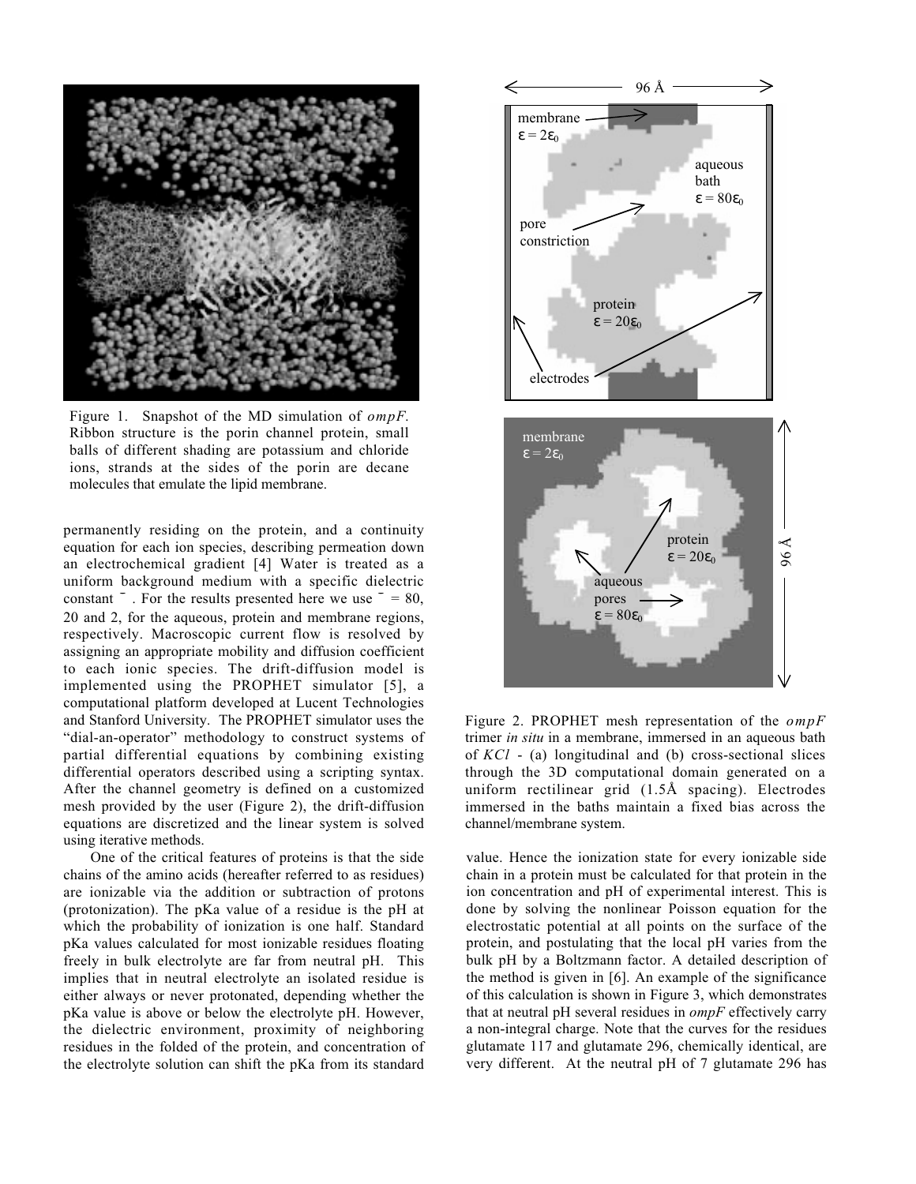Figure 1. Snapshot of the MD simulation of *ompF*. Ribbon structure is the porin channel protein, small balls of different shading are potassium and chloride ions, strands at the sides of the porin are decane molecules that emulate the lipid membrane.

permanently residing on the protein, and a continuity equation for each ion species, describing permeation down an electrochemical gradient [4] Water is treated as a uniform background medium with a specific dielectric constant $\epsilon$. For the results presented here we use $\epsilon$ = 80, 20 and 2, for the aqueous, protein and membrane regions, respectively. Macroscopic current flow is resolved by assigning an appropriate mobility and diffusion coefficient to each ionic species. The drift-diffusion model is implemented using the PROPHET simulator [5], a computational platform developed at Lucent Technologies and Stanford University. The PROPHET simulator uses the "dial-an-operator" methodology to construct systems of partial differential equations by combining existing differential operators described using a scripting syntax. After the channel geometry is defined on a customized mesh provided by the user (Figure 2), the drift-diffusion equations are discretized and the linear system is solved using iterative methods.

One of the critical features of proteins is that the side chains of the amino acids (hereafter referred to as residues) are ionizable via the addition or subtraction of protons (protonization). The pKa value of a residue is the pH at which the probability of ionization is one half. Standard pKa values calculated for most ionizable residues floating freely in bulk electrolyte are far from neutral pH. This implies that in neutral electrolyte an isolated residue is either always or never protonated, depending whether the pKa value is above or below the electrolyte pH. However, the dielectric environment, proximity of neighboring residues in the folded of the protein, and concentration of the electrolyte solution can shift the pKa from its standard value. Hence the ionization state for every ionizable side chain in a protein must be calculated for that protein in the ion concentration and pH of experimental interest. This is done by solving the nonlinear Poisson equation for the electrostatic potential at all points on the surface of the protein, and postulating that the local pH varies from the bulk pH by a Boltzmann factor. A detailed description of the method is given in [6]. An example of the significance of this calculation is shown in Figure 3, which demonstrates that at neutral pH several residues in *ompF* effectively carry a non-integral charge. Note that the curves for the residues glutamate 117 and glutamate 296, chemically identical, are very different. At the neutral pH of 7 glutamate 296 has

Figure 2. PROPHET mesh representation of the *ompF* trimer *in situ* in a membrane, immersed in an aqueous bath of $KCl$ - (a) longitudinal and (b) cross-sectional slices through the 3D computational domain generated on a uniform rectilinear grid (1.5Å spacing). Electrodes immersed in the baths maintain a fixed bias across the channel/membrane system.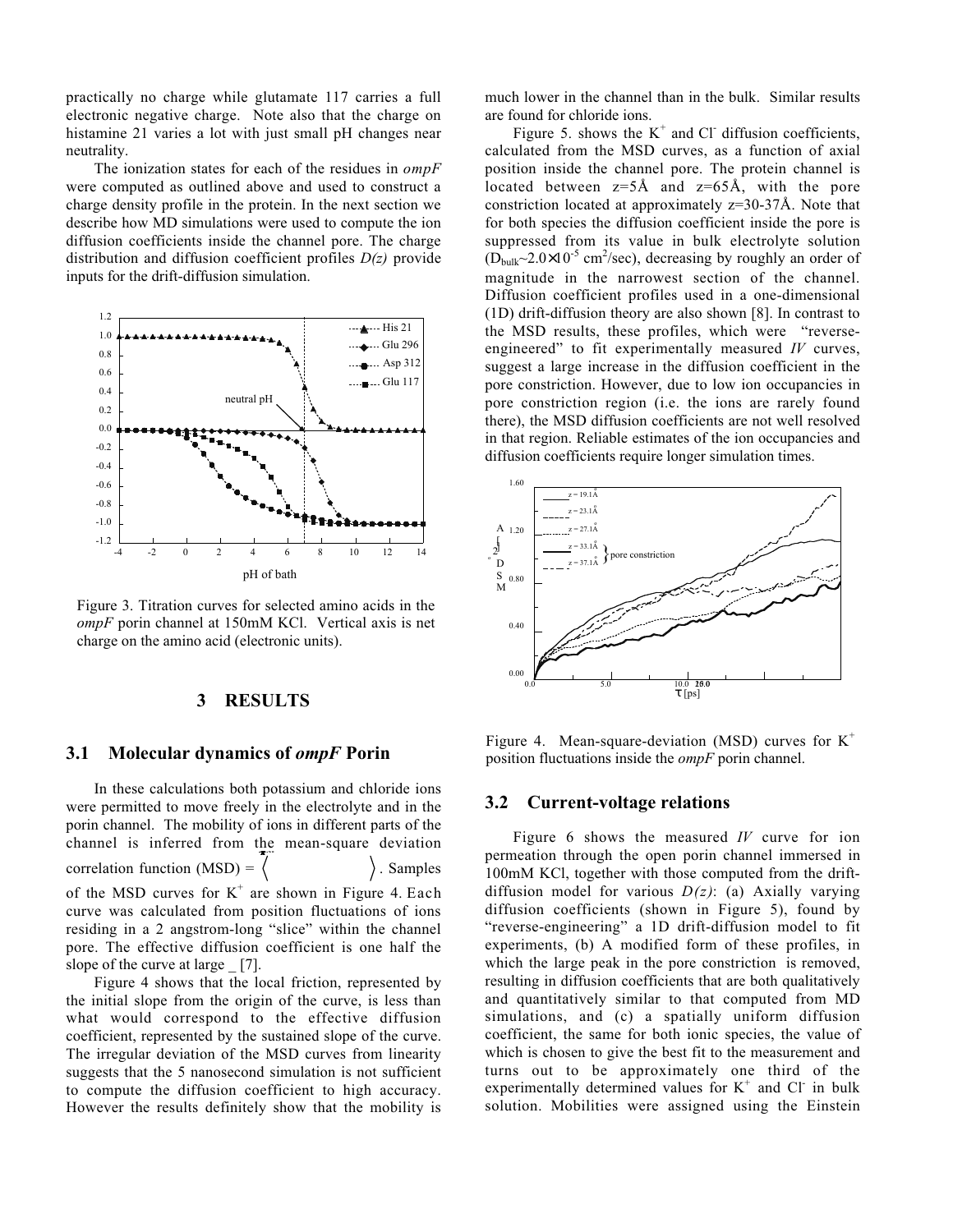practically no charge while glutamate 117 carries a full electronic negative charge. Note also that the charge on histamine 21 varies a lot with just small pH changes near neutrality.

The ionization states for each of the residues in *ompF* were computed as outlined above and used to construct a charge density profile in the protein. In the next section we describe how MD simulations were used to compute the ion diffusion coefficients inside the channel pore. The charge distribution and diffusion coefficient profiles *D(z)* provide inputs for the drift-diffusion simulation.

Figure 3. Titration curves for selected amino acids in the *ompF* porin channel at 150mM KCl. Vertical axis is net charge on the amino acid (electronic units).

## 3 RESULTS

### 3.1 Molecular dynamics of *ompF* Porin

In these calculations both potassium and chloride ions were permitted to move freely in the electrolyte and in the porin channel. The mobility of ions in different parts of the channel is inferred from the mean-square deviation correlation function (MSD) = $\langle \quad \rangle$. Samples of the MSD curves for $K^+$ are shown in Figure 4. Each curve was calculated from position fluctuations of ions residing in a 2 angstrom-long "slice" within the channel pore. The effective diffusion coefficient is one half the slope of the curve at large _ [7].

Figure 4 shows that the local friction, represented by the initial slope from the origin of the curve, is less than what would correspond to the effective diffusion coefficient, represented by the sustained slope of the curve. The irregular deviation of the MSD curves from linearity suggests that the 5 nanosecond simulation is not sufficient to compute the diffusion coefficient to high accuracy. However the results definitely show that the mobility is much lower in the channel than in the bulk. Similar results are found for chloride ions.

Figure 5. shows the $K^+$ and $Cl^-$ diffusion coefficients, calculated from the MSD curves, as a function of axial position inside the channel pore. The protein channel is located between z=5Å and z=65Å, with the pore constriction located at approximately z=30-37Å. Note that for both species the diffusion coefficient inside the pore is suppressed from its value in bulk electrolyte solution ($D_{bulk} \sim 2.0 \times 10^{-5}$ cm$^2$/sec), decreasing by roughly an order of magnitude in the narrowest section of the channel. Diffusion coefficient profiles used in a one-dimensional (1D) drift-diffusion theory are also shown [8]. In contrast to the MSD results, these profiles, which were "reverse-engineered" to fit experimentally measured *IV* curves, suggest a large increase in the diffusion coefficient in the pore constriction. However, due to low ion occupancies in pore constriction region (i.e. the ions are rarely found there), the MSD diffusion coefficients are not well resolved in that region. Reliable estimates of the ion occupancies and diffusion coefficients require longer simulation times.

Figure 4. Mean-square-deviation (MSD) curves for $K^+$ position fluctuations inside the *ompF* porin channel.

### 3.2 Current-voltage relations

Figure 6 shows the measured *IV* curve for ion permeation through the open porin channel immersed in 100mM KCl, together with those computed from the drift-diffusion model for various *D(z)*: (a) Axially varying diffusion coefficients (shown in Figure 5), found by "reverse-engineering" a 1D drift-diffusion model to fit experiments, (b) A modified form of these profiles, in which the large peak in the pore constriction is removed, resulting in diffusion coefficients that are both qualitatively and quantitatively similar to that computed from MD simulations, and (c) a spatially uniform diffusion coefficient, the same for both ionic species, the value of which is chosen to give the best fit to the measurement and turns out to be approximately one third of the experimentally determined values for $K^+$ and $Cl^-$ in bulk solution. Mobilities were assigned using the Einstein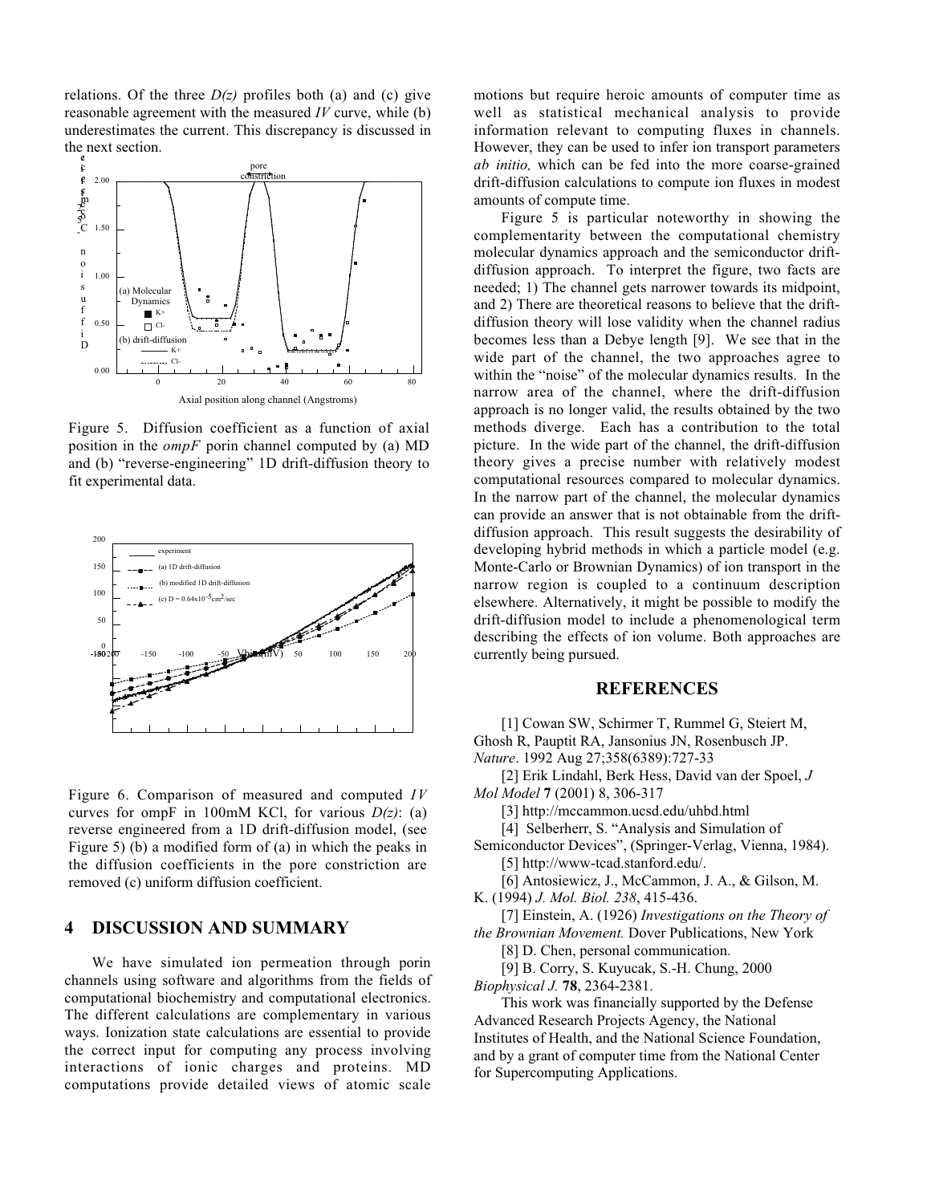relations. Of the three *D(z)* profiles both (a) and (c) give reasonable agreement with the measured *IV* curve, while (b) underestimates the current. This discrepancy is discussed in the next section.

pore constriction

Diffusion Coefficient (cm²/s)

2.00

1.50

1.00

0.50

0.00

(a) Molecular Dynamics

K+

Cl-

(b) drift-diffusion

K+

Cl-

0 20 40 60 80

Axial position along channel (Angstroms)

Figure 5. Diffusion coefficient as a function of axial position in the *ompF* porin channel computed by (a) MD and (b) "reverse-engineering" 1D drift-diffusion theory to fit experimental data.

200

150

100

50

0

-200 -150 -100 -50 Vbias(mV) 50 100 150 200

experiment

(a) 1D drift-diffusion

(b) modified 1D drift-diffusion

(c) D = 0.64x10$^{-5}$cm$^2$/sec

Figure 6. Comparison of measured and computed *IV* curves for ompF in 100mM KCl, for various *D(z)*: (a) reverse engineered from a 1D drift-diffusion model, (see Figure 5) (b) a modified form of (a) in which the peaks in the diffusion coefficients in the pore constriction are removed (c) uniform diffusion coefficient.

## 4 DISCUSSION AND SUMMARY

We have simulated ion permeation through porin channels using software and algorithms from the fields of computational biochemistry and computational electronics. The different calculations are complementary in various ways. Ionization state calculations are essential to provide the correct input for computing any process involving interactions of ionic charges and proteins. MD computations provide detailed views of atomic scale motions but require heroic amounts of computer time as well as statistical mechanical analysis to provide information relevant to computing fluxes in channels. However, they can be used to infer ion transport parameters *ab initio,* which can be fed into the more coarse-grained drift-diffusion calculations to compute ion fluxes in modest amounts of compute time.

Figure 5 is particular noteworthy in showing the complementarity between the computational chemistry molecular dynamics approach and the semiconductor drift-diffusion approach. To interpret the figure, two facts are needed; 1) The channel gets narrower towards its midpoint, and 2) There are theoretical reasons to believe that the drift-diffusion theory will lose validity when the channel radius becomes less than a Debye length [9]. We see that in the wide part of the channel, the two approaches agree to within the "noise" of the molecular dynamics results. In the narrow area of the channel, where the drift-diffusion approach is no longer valid, the results obtained by the two methods diverge. Each has a contribution to the total picture. In the wide part of the channel, the drift-diffusion theory gives a precise number with relatively modest computational resources compared to molecular dynamics. In the narrow part of the channel, the molecular dynamics can provide an answer that is not obtainable from the drift-diffusion approach. This result suggests the desirability of developing hybrid methods in which a particle model (e.g. Monte-Carlo or Brownian Dynamics) of ion transport in the narrow region is coupled to a continuum description elsewhere. Alternatively, it might be possible to modify the drift-diffusion model to include a phenomenological term describing the effects of ion volume. Both approaches are currently being pursued.

## REFERENCES

[1] Cowan SW, Schirmer T, Rummel G, Steiert M, Ghosh R, Pauptit RA, Jansonius JN, Rosenbusch JP. *Nature*. 1992 Aug 27;358(6389):727-33

[2] Erik Lindahl, Berk Hess, David van der Spoel, *J Mol Model* **7** (2001) 8, 306-317

[3] http://mccammon.ucsd.edu/uhbd.html

[4] Selberherr, S. "Analysis and Simulation of Semiconductor Devices", (Springer-Verlag, Vienna, 1984).

[5] http://www-tcad.stanford.edu/.

[6] Antosiewicz, J., McCammon, J. A., & Gilson, M. K. (1994) *J. Mol. Biol. 238*, 415-436.

[7] Einstein, A. (1926) *Investigations on the Theory of the Brownian Movement.* Dover Publications, New York

[8] D. Chen, personal communication.

[9] B. Corry, S. Kuyucak, S.-H. Chung, 2000 *Biophysical J.* **78**, 2364-2381.

This work was financially supported by the Defense Advanced Research Projects Agency, the National Institutes of Health, and the National Science Foundation, and by a grant of computer time from the National Center for Supercomputing Applications.